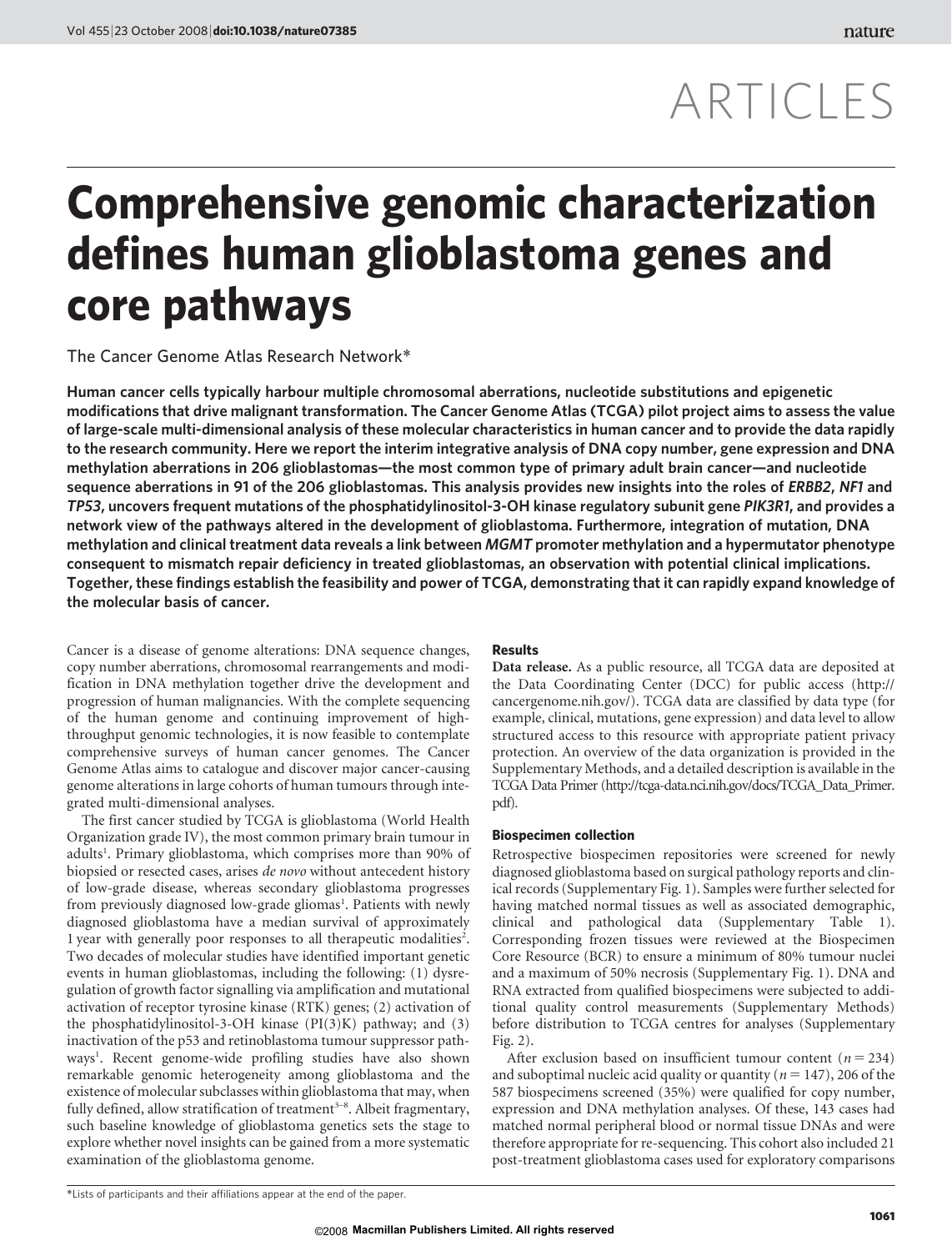# ARTICLES

# Comprehensive genomic characterization defines human glioblastoma genes and core pathways

The Cancer Genome Atlas Research Network*

**Human cancer cells typically harbour multiple chromosomal aberrations, nucleotide substitutions and epigenetic modifications that drive malignant transformation. The Cancer Genome Atlas (TCGA) pilot project aims to assess the value of large-scale multi-dimensional analysis of these molecular characteristics in human cancer and to provide the data rapidly to the research community. Here we report the interim integrative analysis of DNA copy number, gene expression and DNA methylation aberrations in 206 glioblastomas—the most common type of primary adult brain cancer—and nucleotide sequence aberrations in 91 of the 206 glioblastomas. This analysis provides new insights into the roles of *ERBB2*, *NF1* and *TP53*, uncovers frequent mutations of the phosphatidylinositol-3-OH kinase regulatory subunit gene *PIK3R1*, and provides a network view of the pathways altered in the development of glioblastoma. Furthermore, integration of mutation, DNA methylation and clinical treatment data reveals a link between *MGMT* promoter methylation and a hypermutator phenotype consequent to mismatch repair deficiency in treated glioblastomas, an observation with potential clinical implications. Together, these findings establish the feasibility and power of TCGA, demonstrating that it can rapidly expand knowledge of the molecular basis of cancer.**

Cancer is a disease of genome alterations: DNA sequence changes, copy number aberrations, chromosomal rearrangements and modification in DNA methylation together drive the development and progression of human malignancies. With the complete sequencing of the human genome and continuing improvement of high-throughput genomic technologies, it is now feasible to contemplate comprehensive surveys of human cancer genomes. The Cancer Genome Atlas aims to catalogue and discover major cancer-causing genome alterations in large cohorts of human tumours through integrated multi-dimensional analyses.

The first cancer studied by TCGA is glioblastoma (World Health Organization grade IV), the most common primary brain tumour in adults[1]. Primary glioblastoma, which comprises more than 90% of biopsied or resected cases, arises *de novo* without antecedent history of low-grade disease, whereas secondary glioblastoma progresses from previously diagnosed low-grade gliomas[1]. Patients with newly diagnosed glioblastoma have a median survival of approximately 1 year with generally poor responses to all therapeutic modalities[2]. Two decades of molecular studies have identified important genetic events in human glioblastomas, including the following: (1) dysregulation of growth factor signalling via amplification and mutational activation of receptor tyrosine kinase (RTK) genes; (2) activation of the phosphatidylinositol-3-OH kinase (PI(3)K) pathway; and (3) inactivation of the p53 and retinoblastoma tumour suppressor pathways[1]. Recent genome-wide profiling studies have also shown remarkable genomic heterogeneity among glioblastoma and the existence of molecular subclasses within glioblastoma that may, when fully defined, allow stratification of treatment[3–8]. Albeit fragmentary, such baseline knowledge of glioblastoma genetics sets the stage to explore whether novel insights can be gained from a more systematic examination of the glioblastoma genome.

## Results

**Data release.** As a public resource, all TCGA data are deposited at the Data Coordinating Center (DCC) for public access (http://cancergenome.nih.gov/). TCGA data are classified by data type (for example, clinical, mutations, gene expression) and data level to allow structured access to this resource with appropriate patient privacy protection. An overview of the data organization is provided in the Supplementary Methods, and a detailed description is available in the TCGA Data Primer (http://tcga-data.nci.nih.gov/docs/TCGA_Data_Primer.pdf).

### Biospecimen collection

Retrospective biospecimen repositories were screened for newly diagnosed glioblastoma based on surgical pathology reports and clinical records (Supplementary Fig. 1). Samples were further selected for having matched normal tissues as well as associated demographic, clinical and pathological data (Supplementary Table 1). Corresponding frozen tissues were reviewed at the Biospecimen Core Resource (BCR) to ensure a minimum of 80% tumour nuclei and a maximum of 50% necrosis (Supplementary Fig. 1). DNA and RNA extracted from qualified biospecimens were subjected to additional quality control measurements (Supplementary Methods) before distribution to TCGA centres for analyses (Supplementary Fig. 2).

After exclusion based on insufficient tumour content ($n = 234$) and suboptimal nucleic acid quality or quantity ($n = 147$), 206 of the 587 biospecimens screened (35%) were qualified for copy number, expression and DNA methylation analyses. Of these, 143 cases had matched normal peripheral blood or normal tissue DNAs and were therefore appropriate for re-sequencing. This cohort also included 21 post-treatment glioblastoma cases used for exploratory comparisons

*Lists of participants and their affiliations appear at the end of the paper.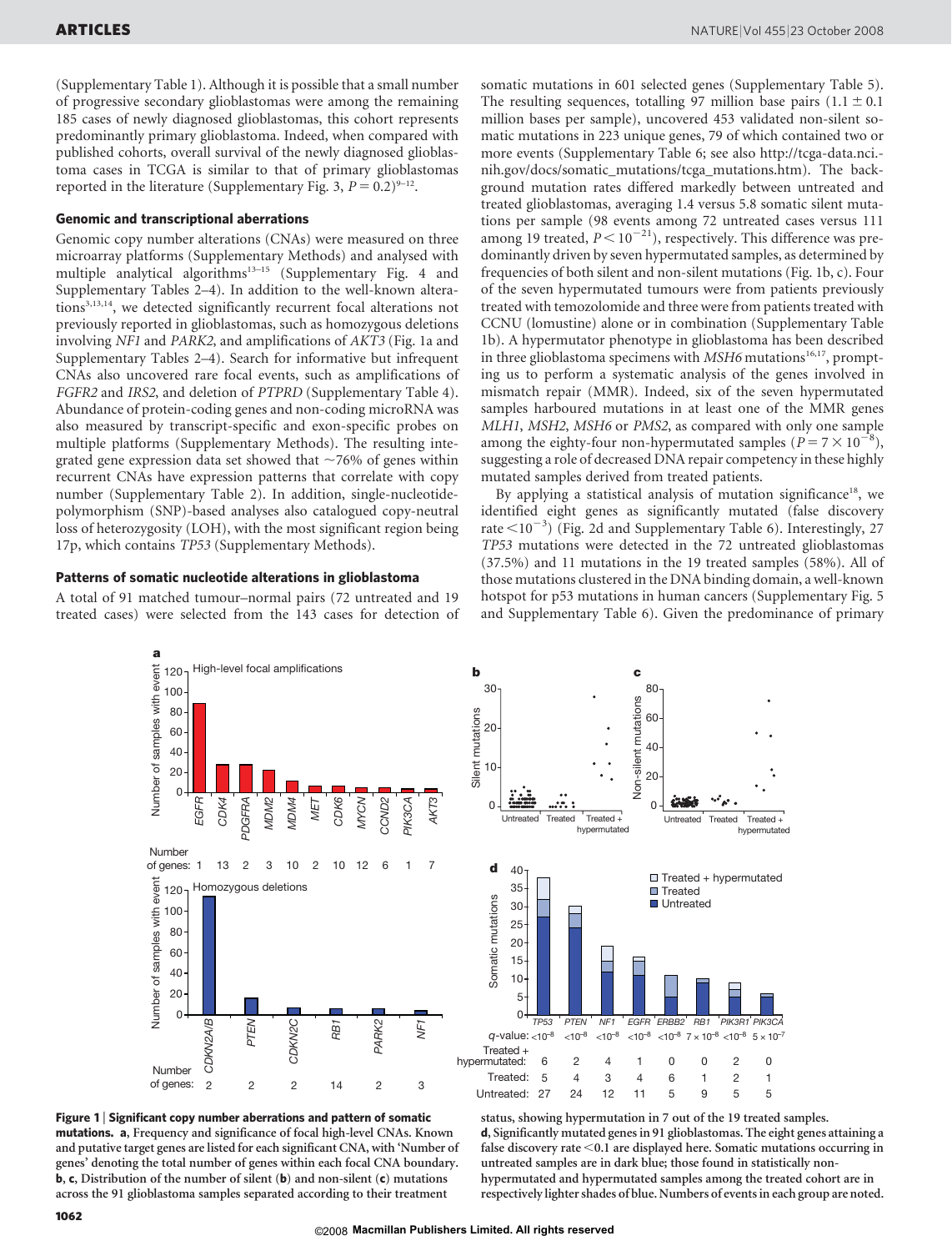(Supplementary Table 1). Although it is possible that a small number of progressive secondary glioblastomas were among the remaining 185 cases of newly diagnosed glioblastomas, this cohort represents predominantly primary glioblastoma. Indeed, when compared with published cohorts, overall survival of the newly diagnosed glioblastoma cases in TCGA is similar to that of primary glioblastomas reported in the literature (Supplementary Fig. 3, $P = 0.2$)[9–12].

## Genomic and transcriptional aberrations

Genomic copy number alterations (CNAs) were measured on three microarray platforms (Supplementary Methods) and analysed with multiple analytical algorithms[13–15] (Supplementary Fig. 4 and Supplementary Tables 2–4). In addition to the well-known alterations[3,13,14], we detected significantly recurrent focal alterations not previously reported in glioblastomas, such as homozygous deletions involving *NF1* and *PARK2*, and amplifications of *AKT3* (Fig. 1a and Supplementary Tables 2–4). Search for informative but infrequent CNAs also uncovered rare focal events, such as amplifications of *FGFR2* and *IRS2*, and deletion of *PTPRD* (Supplementary Table 4). Abundance of protein-coding genes and non-coding microRNA was also measured by transcript-specific and exon-specific probes on multiple platforms (Supplementary Methods). The resulting integrated gene expression data set showed that ~76% of genes within recurrent CNAs have expression patterns that correlate with copy number (Supplementary Table 2). In addition, single-nucleotide-polymorphism (SNP)-based analyses also catalogued copy-neutral loss of heterozygosity (LOH), with the most significant region being 17p, which contains *TP53* (Supplementary Methods).

## Patterns of somatic nucleotide alterations in glioblastoma

A total of 91 matched tumour–normal pairs (72 untreated and 19 treated cases) were selected from the 143 cases for detection of somatic mutations in 601 selected genes (Supplementary Table 5). The resulting sequences, totalling 97 million base pairs ($1.1 \pm 0.1$ million bases per sample), uncovered 453 validated non-silent somatic mutations in 223 unique genes, 79 of which contained two or more events (Supplementary Table 6; see also http://tcga-data.nci.nih.gov/docs/somatic_mutations/tcga_mutations.htm). The background mutation rates differed markedly between untreated and treated glioblastomas, averaging 1.4 versus 5.8 somatic silent mutations per sample (98 events among 72 untreated cases versus 111 among 19 treated, $P < 10^{-21}$), respectively. This difference was predominantly driven by seven hypermutated samples, as determined by frequencies of both silent and non-silent mutations (Fig. 1b, c). Four of the seven hypermutated tumours were from patients previously treated with temozolomide and three were from patients treated with CCNU (lomustine) alone or in combination (Supplementary Table 1b). A hypermutator phenotype in glioblastoma has been described in three glioblastoma specimens with *MSH6* mutations[16,17], prompting us to perform a systematic analysis of the genes involved in mismatch repair (MMR). Indeed, six of the seven hypermutated samples harboured mutations in at least one of the MMR genes *MLH1*, *MSH2*, *MSH6* or *PMS2*, as compared with only one sample among the eighty-four non-hypermutated samples ($P = 7 \times 10^{-8}$), suggesting a role of decreased DNA repair competency in these highly mutated samples derived from treated patients.

By applying a statistical analysis of mutation significance[18], we identified eight genes as significantly mutated (false discovery rate $< 10^{-3}$) (Fig. 2d and Supplementary Table 6). Interestingly, 27 *TP53* mutations were detected in the 72 untreated glioblastomas (37.5%) and 11 mutations in the 19 treated samples (58%). All of those mutations clustered in the DNA binding domain, a well-known hotspot for p53 mutations in human cancers (Supplementary Fig. 5 and Supplementary Table 6). Given the predominance of primary

**Figure 1 | Significant copy number aberrations and pattern of somatic mutations.** **a**, Frequency and significance of focal high-level CNAs. Known and putative target genes are listed for each significant CNA, with 'Number of genes' denoting the total number of genes within each focal CNA boundary. **b**, **c**, Distribution of the number of silent (**b**) and non-silent (**c**) mutations across the 91 glioblastoma samples separated according to their treatment status, showing hypermutation in 7 out of the 19 treated samples. **d**, Significantly mutated genes in 91 glioblastomas. The eight genes attaining a false discovery rate <0.1 are displayed here. Somatic mutations occurring in untreated samples are in dark blue; those found in statistically non-hypermutated and hypermutated samples among the treated cohort are in respectively lighter shades of blue. Numbers of events in each group are noted.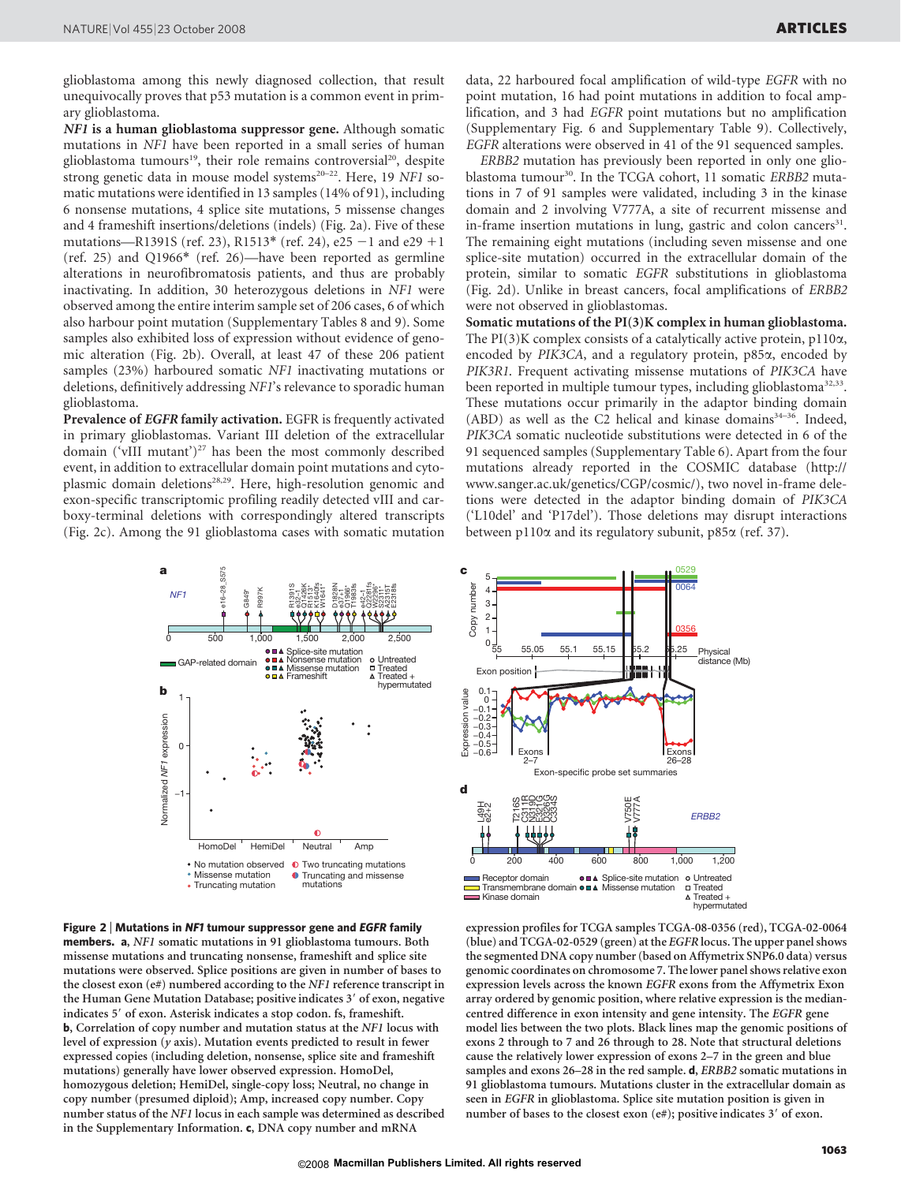glioblastoma among this newly diagnosed collection, that result unequivocally proves that p53 mutation is a common event in primary glioblastoma.

***NF1* is a human glioblastoma suppressor gene.** Although somatic mutations in *NF1* have been reported in a small series of human glioblastoma tumours[19], their role remains controversial[20], despite strong genetic data in mouse model systems[20–22]. Here, 19 *NF1* somatic mutations were identified in 13 samples (14% of 91), including 6 nonsense mutations, 4 splice site mutations, 5 missense changes and 4 frameshift insertions/deletions (indels) (Fig. 2a). Five of these mutations—R1391S (ref. 23), R1513* (ref. 24), e25 −1 and e29 +1 (ref. 25) and Q1966* (ref. 26)—have been reported as germline alterations in neurofibromatosis patients, and thus are probably inactivating. In addition, 30 heterozygous deletions in *NF1* were observed among the entire interim sample set of 206 cases, 6 of which also harbour point mutation (Supplementary Tables 8 and 9). Some samples also exhibited loss of expression without evidence of genomic alteration (Fig. 2b). Overall, at least 47 of these 206 patient samples (23%) harboured somatic *NF1* inactivating mutations or deletions, definitively addressing *NF1*'s relevance to sporadic human glioblastoma.

**Prevalence of *EGFR* family activation.** EGFR is frequently activated in primary glioblastomas. Variant III deletion of the extracellular domain ('vIII mutant')[27] has been the most commonly described event, in addition to extracellular domain point mutations and cytoplasmic domain deletions[28,29]. Here, high-resolution genomic and exon-specific transcriptomic profiling readily detected vIII and carboxy-terminal deletions with correspondingly altered transcripts (Fig. 2c). Among the 91 glioblastoma cases with somatic mutation data, 22 harboured focal amplification of wild-type *EGFR* with no point mutation, 16 had point mutations in addition to focal amplification, and 3 had *EGFR* point mutations but no amplification (Supplementary Fig. 6 and Supplementary Table 9). Collectively, *EGFR* alterations were observed in 41 of the 91 sequenced samples.

*ERBB2* mutation has previously been reported in only one glioblastoma tumour[30]. In the TCGA cohort, 11 somatic *ERBB2* mutations in 7 of 91 samples were validated, including 3 in the kinase domain and 2 involving V777A, a site of recurrent missense and in-frame insertion mutations in lung, gastric and colon cancers[31]. The remaining eight mutations (including seven missense and one splice-site mutation) occurred in the extracellular domain of the protein, similar to somatic *EGFR* substitutions in glioblastoma (Fig. 2d). Unlike in breast cancers, focal amplifications of *ERBB2* were not observed in glioblastomas.

**Somatic mutations of the PI(3)K complex in human glioblastoma.** The PI(3)K complex consists of a catalytically active protein, p110α, encoded by *PIK3CA*, and a regulatory protein, p85α, encoded by *PIK3R1*. Frequent activating missense mutations of *PIK3CA* have been reported in multiple tumour types, including glioblastoma[32,33]. These mutations occur primarily in the adaptor binding domain (ABD) as well as the C2 helical and kinase domains[34–36]. Indeed, *PIK3CA* somatic nucleotide substitutions were detected in 6 of the 91 sequenced samples (Supplementary Table 6). Apart from the four mutations already reported in the COSMIC database (http://www.sanger.ac.uk/genetics/CGP/cosmic/), two novel in-frame deletions were detected in the adaptor binding domain of *PIK3CA* ('L10del' and 'P17del'). Those deletions may disrupt interactions between p110α and its regulatory subunit, p85α (ref. 37).

**Figure 2 | Mutations in *NF1* tumour suppressor gene and *EGFR* family members. a**, *NF1* somatic mutations in 91 glioblastoma tumours. Both missense mutations and truncating nonsense, frameshift and splice site mutations were observed. Splice positions are given in number of bases to the closest exon (e#) numbered according to the *NF1* reference transcript in the Human Gene Mutation Database; positive indicates 3′ of exon, negative indicates 5′ of exon. Asterisk indicates a stop codon. fs, frameshift. **b**, Correlation of copy number and mutation status at the *NF1* locus with level of expression (*y* axis). Mutation events predicted to result in fewer expressed copies (including deletion, nonsense, splice site and frameshift mutations) generally have lower observed expression. HomoDel, homozygous deletion; HemiDel, single-copy loss; Neutral, no change in copy number (presumed diploid); Amp, increased copy number. Copy number status of the *NF1* locus in each sample was determined as described in the Supplementary Information. **c**, DNA copy number and mRNA expression profiles for TCGA samples TCGA-08-0356 (red), TCGA-02-0064 (blue) and TCGA-02-0529 (green) at the *EGFR* locus. The upper panel shows the segmented DNA copy number (based on Affymetrix SNP6.0 data) versus genomic coordinates on chromosome 7. The lower panel shows relative exon expression levels across the known *EGFR* exons from the Affymetrix Exon array ordered by genomic position, where relative expression is the median-centred difference in exon intensity and gene intensity. The *EGFR* gene model lies between the two plots. Black lines map the genomic positions of exons 2 through to 7 and 26 through to 28. Note that structural deletions cause the relatively lower expression of exons 2–7 in the green and blue samples and exons 26–28 in the red sample. **d**, *ERBB2* somatic mutations in 91 glioblastoma tumours. Mutations cluster in the extracellular domain as seen in *EGFR* in glioblastoma. Splice site mutation position is given in number of bases to the closest exon (e#); positive indicates 3′ of exon.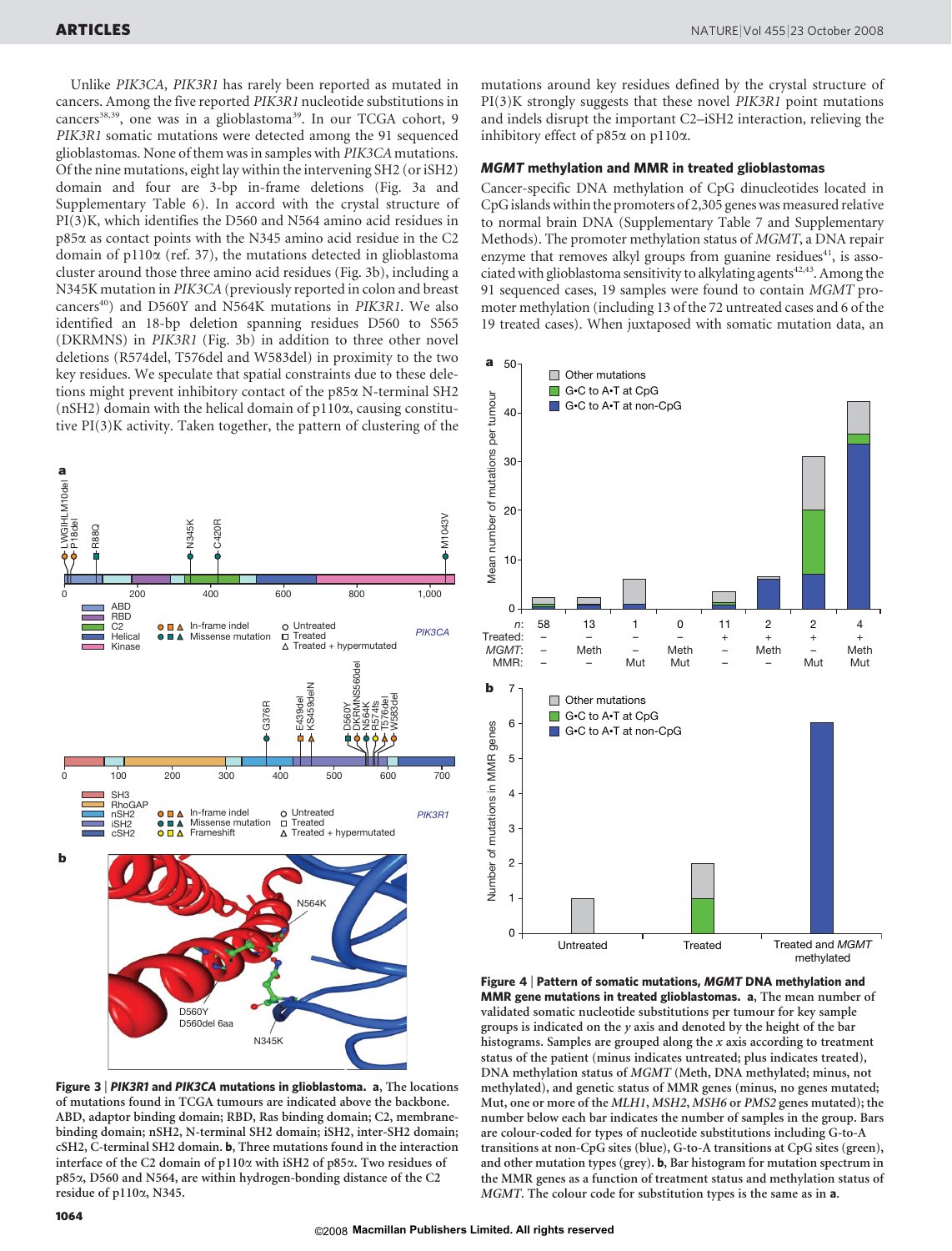Unlike *PIK3CA*, *PIK3R1* has rarely been reported as mutated in cancers. Among the five reported *PIK3R1* nucleotide substitutions in cancers[38,39], one was in a glioblastoma[39]. In our TCGA cohort, 9 *PIK3R1* somatic mutations were detected among the 91 sequenced glioblastomas. None of them was in samples with *PIK3CA* mutations. Of the nine mutations, eight lay within the intervening SH2 (or iSH2) domain and four are 3-bp in-frame deletions (Fig. 3a and Supplementary Table 6). In accord with the crystal structure of PI(3)K, which identifies the D560 and N564 amino acid residues in p85α as contact points with the N345 amino acid residue in the C2 domain of p110α (ref. 37), the mutations detected in glioblastoma cluster around those three amino acid residues (Fig. 3b), including a N345K mutation in *PIK3CA* (previously reported in colon and breast cancers[40]) and D560Y and N564K mutations in *PIK3R1*. We also identified an 18-bp deletion spanning residues D560 to S565 (DKRMNS) in *PIK3R1* (Fig. 3b) in addition to three other novel deletions (R574del, T576del and W583del) in proximity to the two key residues. We speculate that spatial constraints due to these deletions might prevent inhibitory contact of the p85α N-terminal SH2 (nSH2) domain with the helical domain of p110α, causing constitutive PI(3)K activity. Taken together, the pattern of clustering of the mutations around key residues defined by the crystal structure of PI(3)K strongly suggests that these novel *PIK3R1* point mutations and indels disrupt the important C2–iSH2 interaction, relieving the inhibitory effect of p85α on p110α.

**Figure 3 | *PIK3R1* and *PIK3CA* mutations in glioblastoma. a**, The locations of mutations found in TCGA tumours are indicated above the backbone. ABD, adaptor binding domain; RBD, Ras binding domain; C2, membrane-binding domain; nSH2, N-terminal SH2 domain; iSH2, inter-SH2 domain; cSH2, C-terminal SH2 domain. **b**, Three mutations found in the interaction interface of the C2 domain of p110α with iSH2 of p85α. Two residues of p85α, D560 and N564, are within hydrogen-bonding distance of the C2 residue of p110α, N345.

### *MGMT* methylation and MMR in treated glioblastomas

Cancer-specific DNA methylation of CpG dinucleotides located in CpG islands within the promoters of 2,305 genes was measured relative to normal brain DNA (Supplementary Table 7 and Supplementary Methods). The promoter methylation status of *MGMT*, a DNA repair enzyme that removes alkyl groups from guanine residues[41], is associated with glioblastoma sensitivity to alkylating agents[42,43]. Among the 91 sequenced cases, 19 samples were found to contain *MGMT* promoter methylation (including 13 of the 72 untreated cases and 6 of the 19 treated cases). When juxtaposed with somatic mutation data, an

**Figure 4 | Pattern of somatic mutations, *MGMT* DNA methylation and MMR gene mutations in treated glioblastomas. a**, The mean number of validated somatic nucleotide substitutions per tumour for key sample groups is indicated on the *y* axis and denoted by the height of the bar histograms. Samples are grouped along the *x* axis according to treatment status of the patient (minus indicates untreated; plus indicates treated), DNA methylation status of *MGMT* (Meth, DNA methylated; minus, not methylated), and genetic status of MMR genes (minus, no genes mutated; Mut, one or more of the *MLH1*, *MSH2*, *MSH6* or *PMS2* genes mutated); the number below each bar indicates the number of samples in the group. Bars are colour-coded for types of nucleotide substitutions including G-to-A transitions at non-CpG sites (blue), G-to-A transitions at CpG sites (green), and other mutation types (grey). **b**, Bar histogram for mutation spectrum in the MMR genes as a function of treatment status and methylation status of *MGMT*. The colour code for substitution types is the same as in **a**.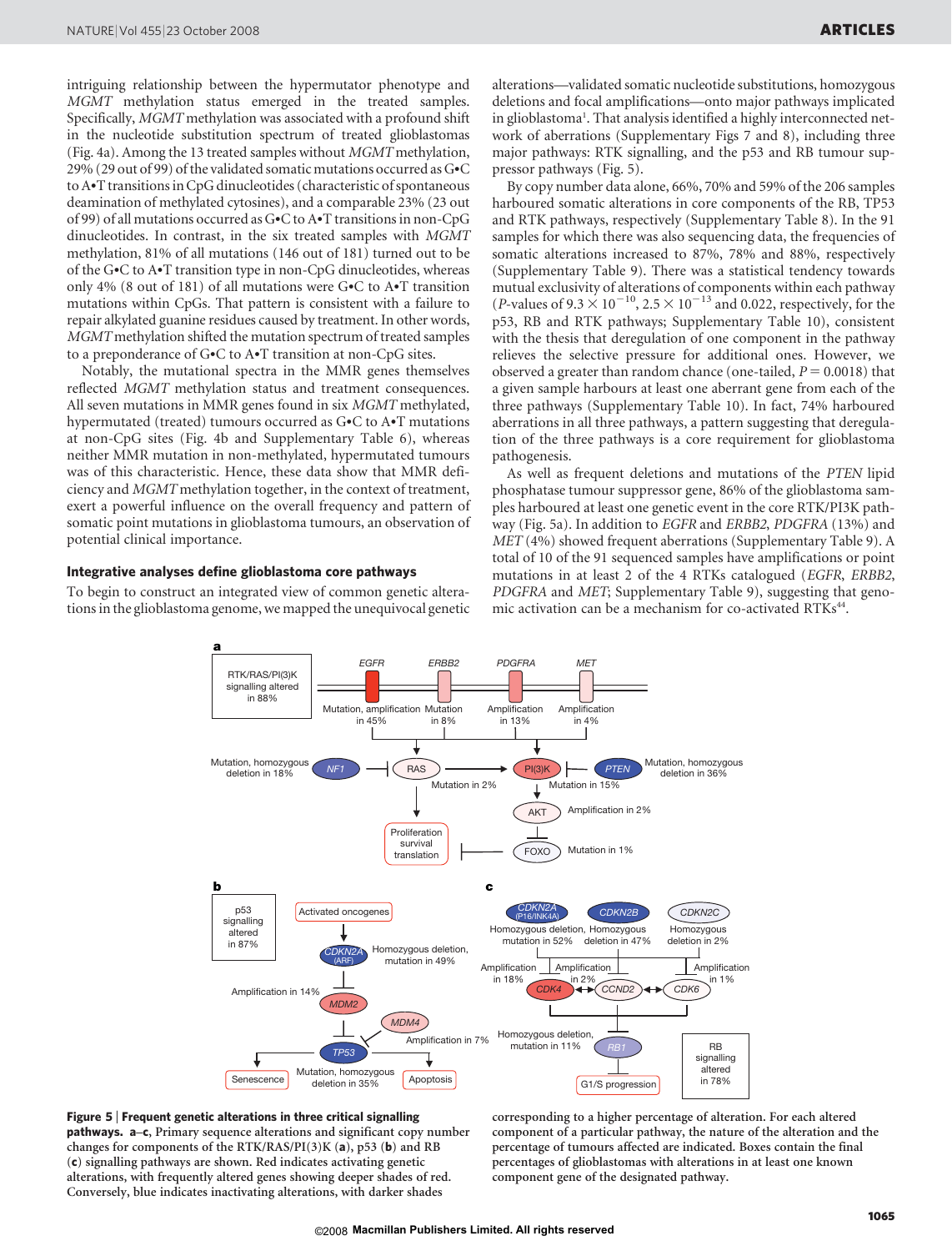intriguing relationship between the hypermutator phenotype and *MGMT* methylation status emerged in the treated samples. Specifically, *MGMT* methylation was associated with a profound shift in the nucleotide substitution spectrum of treated glioblastomas (Fig. 4a). Among the 13 treated samples without *MGMT* methylation, 29% (29 out of 99) of the validated somatic mutations occurred as G•C to A•T transitions in CpG dinucleotides (characteristic of spontaneous deamination of methylated cytosines), and a comparable 23% (23 out of 99) of all mutations occurred as G•C to A•T transitions in non-CpG dinucleotides. In contrast, in the six treated samples with *MGMT* methylation, 81% of all mutations (146 out of 181) turned out to be of the G•C to A•T transition type in non-CpG dinucleotides, whereas only 4% (8 out of 181) of all mutations were G•C to A•T transition mutations within CpGs. That pattern is consistent with a failure to repair alkylated guanine residues caused by treatment. In other words, *MGMT* methylation shifted the mutation spectrum of treated samples to a preponderance of G•C to A•T transition at non-CpG sites.

Notably, the mutational spectra in the MMR genes themselves reflected *MGMT* methylation status and treatment consequences. All seven mutations in MMR genes found in six *MGMT* methylated, hypermutated (treated) tumours occurred as G•C to A•T mutations at non-CpG sites (Fig. 4b and Supplementary Table 6), whereas neither MMR mutation in non-methylated, hypermutated tumours was of this characteristic. Hence, these data show that MMR deficiency and *MGMT* methylation together, in the context of treatment, exert a powerful influence on the overall frequency and pattern of somatic point mutations in glioblastoma tumours, an observation of potential clinical importance.

### Integrative analyses define glioblastoma core pathways

To begin to construct an integrated view of common genetic alterations in the glioblastoma genome, we mapped the unequivocal genetic alterations—validated somatic nucleotide substitutions, homozygous deletions and focal amplifications—onto major pathways implicated in glioblastoma[1]. That analysis identified a highly interconnected network of aberrations (Supplementary Figs 7 and 8), including three major pathways: RTK signalling, and the p53 and RB tumour suppressor pathways (Fig. 5).

By copy number data alone, 66%, 70% and 59% of the 206 samples harboured somatic alterations in core components of the RB, TP53 and RTK pathways, respectively (Supplementary Table 8). In the 91 samples for which there was also sequencing data, the frequencies of somatic alterations increased to 87%, 78% and 88%, respectively (Supplementary Table 9). There was a statistical tendency towards mutual exclusivity of alterations of components within each pathway ($P$-values of $9.3 \times 10^{-10}$, $2.5 \times 10^{-13}$ and 0.022, respectively, for the p53, RB and RTK pathways; Supplementary Table 10), consistent with the thesis that deregulation of one component in the pathway relieves the selective pressure for additional ones. However, we observed a greater than random chance (one-tailed, $P = 0.0018$) that a given sample harbours at least one aberrant gene from each of the three pathways (Supplementary Table 10). In fact, 74% harboured aberrations in all three pathways, a pattern suggesting that deregulation of the three pathways is a core requirement for glioblastoma pathogenesis.

As well as frequent deletions and mutations of the *PTEN* lipid phosphatase tumour suppressor gene, 86% of the glioblastoma samples harboured at least one genetic event in the core RTK/PI3K pathway (Fig. 5a). In addition to *EGFR* and *ERBB2*, *PDGFRA* (13%) and *MET* (4%) showed frequent aberrations (Supplementary Table 9). A total of 10 of the 91 sequenced samples have amplifications or point mutations in at least 2 of the 4 RTKs catalogued (*EGFR*, *ERBB2*, *PDGFRA* and *MET*; Supplementary Table 9), suggesting that genomic activation can be a mechanism for co-activated RTKs[44].

**Figure 5 | Frequent genetic alterations in three critical signalling pathways.** **a**–**c**, Primary sequence alterations and significant copy number changes for components of the RTK/RAS/PI(3)K (**a**), p53 (**b**) and RB (**c**) signalling pathways are shown. Red indicates activating genetic alterations, with frequently altered genes showing deeper shades of red. Conversely, blue indicates inactivating alterations, with darker shades corresponding to a higher percentage of alteration. For each altered component of a particular pathway, the nature of the alteration and the percentage of tumours affected are indicated. Boxes contain the final percentages of glioblastomas with alterations in at least one known component gene of the designated pathway.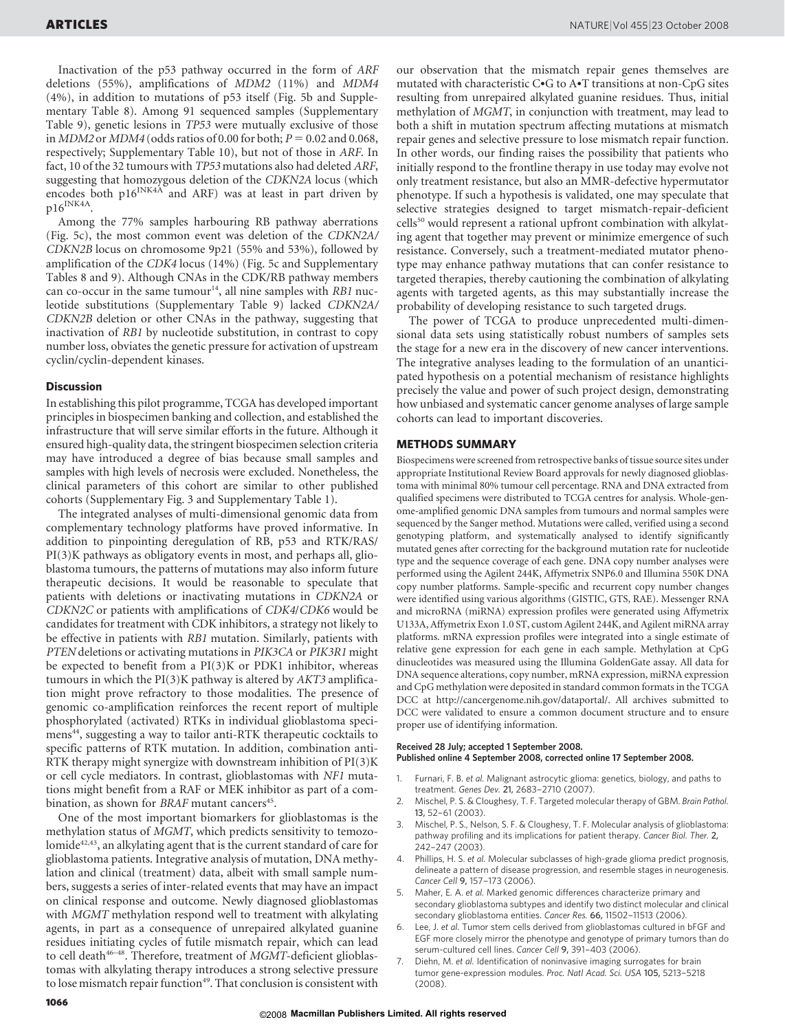Inactivation of the p53 pathway occurred in the form of *ARF* deletions (55%), amplifications of *MDM2* (11%) and *MDM4* (4%), in addition to mutations of p53 itself (Fig. 5b and Supplementary Table 8). Among 91 sequenced samples (Supplementary Table 9), genetic lesions in *TP53* were mutually exclusive of those in *MDM2* or *MDM4* (odds ratios of 0.00 for both; $P = 0.02$ and 0.068, respectively; Supplementary Table 10), but not of those in *ARF*. In fact, 10 of the 32 tumours with *TP53* mutations also had deleted *ARF*, suggesting that homozygous deletion of the *CDKN2A* locus (which encodes both $p16^{INK4A}$ and ARF) was at least in part driven by $p16^{INK4A}$.

Among the 77% samples harbouring RB pathway aberrations (Fig. 5c), the most common event was deletion of the *CDKN2A/CDKN2B* locus on chromosome 9p21 (55% and 53%), followed by amplification of the *CDK4* locus (14%) (Fig. 5c and Supplementary Tables 8 and 9). Although CNAs in the CDK/RB pathway members can co-occur in the same tumour[14], all nine samples with *RB1* nucleotide substitutions (Supplementary Table 9) lacked *CDKN2A/CDKN2B* deletion or other CNAs in the pathway, suggesting that inactivation of *RB1* by nucleotide substitution, in contrast to copy number loss, obviates the genetic pressure for activation of upstream cyclin/cyclin-dependent kinases.

## Discussion

In establishing this pilot programme, TCGA has developed important principles in biospecimen banking and collection, and established the infrastructure that will serve similar efforts in the future. Although it ensured high-quality data, the stringent biospecimen selection criteria may have introduced a degree of bias because small samples and samples with high levels of necrosis were excluded. Nonetheless, the clinical parameters of this cohort are similar to other published cohorts (Supplementary Fig. 3 and Supplementary Table 1).

The integrated analyses of multi-dimensional genomic data from complementary technology platforms have proved informative. In addition to pinpointing deregulation of RB, p53 and RTK/RAS/PI(3)K pathways as obligatory events in most, and perhaps all, glioblastoma tumours, the patterns of mutations may also inform future therapeutic decisions. It would be reasonable to speculate that patients with deletions or inactivating mutations in *CDKN2A* or *CDKN2C* or patients with amplifications of *CDK4/CDK6* would be candidates for treatment with CDK inhibitors, a strategy not likely to be effective in patients with *RB1* mutation. Similarly, patients with *PTEN* deletions or activating mutations in *PIK3CA* or *PIK3R1* might be expected to benefit from a PI(3)K or PDK1 inhibitor, whereas tumours in which the PI(3)K pathway is altered by *AKT3* amplification might prove refractory to those modalities. The presence of genomic co-amplification reinforces the recent report of multiple phosphorylated (activated) RTKs in individual glioblastoma specimens[44], suggesting a way to tailor anti-RTK therapeutic cocktails to specific patterns of RTK mutation. In addition, combination anti-RTK therapy might synergize with downstream inhibition of PI(3)K or cell cycle mediators. In contrast, glioblastomas with *NF1* mutations might benefit from a RAF or MEK inhibitor as part of a combination, as shown for *BRAF* mutant cancers[45].

One of the most important biomarkers for glioblastomas is the methylation status of *MGMT*, which predicts sensitivity to temozolomide[42,43], an alkylating agent that is the current standard of care for glioblastoma patients. Integrative analysis of mutation, DNA methylation and clinical (treatment) data, albeit with small sample numbers, suggests a series of inter-related events that may have an impact on clinical response and outcome. Newly diagnosed glioblastomas with *MGMT* methylation respond well to treatment with alkylating agents, in part as a consequence of unrepaired alkylated guanine residues initiating cycles of futile mismatch repair, which can lead to cell death[46–48]. Therefore, treatment of *MGMT*-deficient glioblastomas with alkylating therapy introduces a strong selective pressure to lose mismatch repair function[49]. That conclusion is consistent with our observation that the mismatch repair genes themselves are mutated with characteristic C•G to A•T transitions at non-CpG sites resulting from unrepaired alkylated guanine residues. Thus, initial methylation of *MGMT*, in conjunction with treatment, may lead to both a shift in mutation spectrum affecting mutations at mismatch repair genes and selective pressure to lose mismatch repair function. In other words, our finding raises the possibility that patients who initially respond to the frontline therapy in use today may evolve not only treatment resistance, but also an MMR-defective hypermutator phenotype. If such a hypothesis is validated, one may speculate that selective strategies designed to target mismatch-repair-deficient cells[50] would represent a rational upfront combination with alkylating agent that together may prevent or minimize emergence of such resistance. Conversely, such a treatment-mediated mutator phenotype may enhance pathway mutations that can confer resistance to targeted therapies, thereby cautioning the combination of alkylating agents with targeted agents, as this may substantially increase the probability of developing resistance to such targeted drugs.

The power of TCGA to produce unprecedented multi-dimensional data sets using statistically robust numbers of samples sets the stage for a new era in the discovery of new cancer interventions. The integrative analyses leading to the formulation of an unanticipated hypothesis on a potential mechanism of resistance highlights precisely the value and power of such project design, demonstrating how unbiased and systematic cancer genome analyses of large sample cohorts can lead to important discoveries.

## METHODS SUMMARY

Biospecimens were screened from retrospective banks of tissue source sites under appropriate Institutional Review Board approvals for newly diagnosed glioblastoma with minimal 80% tumour cell percentage. RNA and DNA extracted from qualified specimens were distributed to TCGA centres for analysis. Whole-genome-amplified genomic DNA samples from tumours and normal samples were sequenced by the Sanger method. Mutations were called, verified using a second genotyping platform, and systematically analysed to identify significantly mutated genes after correcting for the background mutation rate for nucleotide type and the sequence coverage of each gene. DNA copy number analyses were performed using the Agilent 244K, Affymetrix SNP6.0 and Illumina 550K DNA copy number platforms. Sample-specific and recurrent copy number changes were identified using various algorithms (GISTIC, GTS, RAE). Messenger RNA and microRNA (miRNA) expression profiles were generated using Affymetrix U133A, Affymetrix Exon 1.0 ST, custom Agilent 244K, and Agilent miRNA array platforms. mRNA expression profiles were integrated into a single estimate of relative gene expression for each gene in each sample. Methylation at CpG dinucleotides was measured using the Illumina GoldenGate assay. All data for DNA sequence alterations, copy number, mRNA expression, miRNA expression and CpG methylation were deposited in standard common formats in the TCGA DCC at http://cancergenome.nih.gov/dataportal/. All archives submitted to DCC were validated to ensure a common document structure and to ensure proper use of identifying information.

**Received 28 July; accepted 1 September 2008.**
**Published online 4 September 2008, corrected online 17 September 2008.**

1. Furnari, F. B. *et al.* Malignant astrocytic glioma: genetics, biology, and paths to treatment. *Genes Dev.* **21**, 2683–2710 (2007).
2. Mischel, P. S. & Cloughesy, T. F. Targeted molecular therapy of GBM. *Brain Pathol.* **13**, 52–61 (2003).
3. Mischel, P. S., Nelson, S. F. & Cloughesy, T. F. Molecular analysis of glioblastoma: pathway profiling and its implications for patient therapy. *Cancer Biol. Ther.* **2**, 242–247 (2003).
4. Phillips, H. S. *et al.* Molecular subclasses of high-grade glioma predict prognosis, delineate a pattern of disease progression, and resemble stages in neurogenesis. *Cancer Cell* **9**, 157–173 (2006).
5. Maher, E. A. *et al.* Marked genomic differences characterize primary and secondary glioblastoma subtypes and identify two distinct molecular and clinical secondary glioblastoma entities. *Cancer Res.* **66**, 11502–11513 (2006).
6. Lee, J. *et al.* Tumor stem cells derived from glioblastomas cultured in bFGF and EGF more closely mirror the phenotype and genotype of primary tumors than do serum-cultured cell lines. *Cancer Cell* **9**, 391–403 (2006).
7. Diehn, M. *et al.* Identification of noninvasive imaging surrogates for brain tumor gene-expression modules. *Proc. Natl Acad. Sci. USA* **105**, 5213–5218 (2008).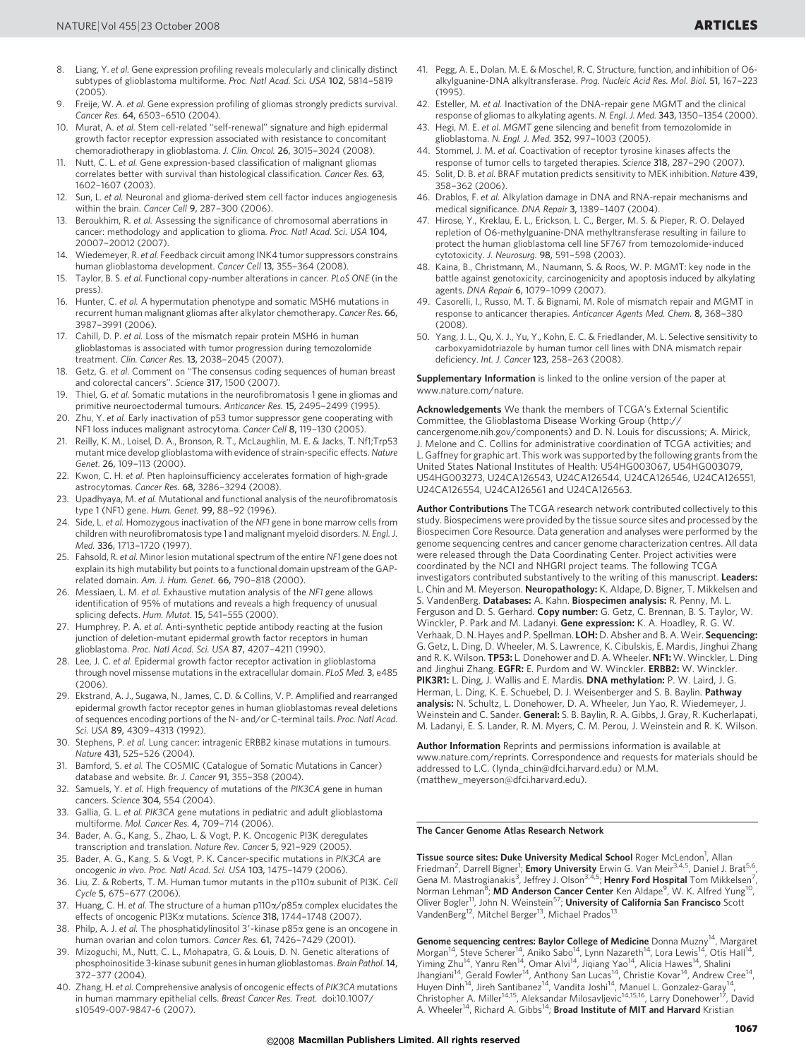8. Liang, Y. *et al.* Gene expression profiling reveals molecularly and clinically distinct subtypes of glioblastoma multiforme. *Proc. Natl Acad. Sci. USA* **102,** 5814–5819 (2005).
9. Freije, W. A. *et al.* Gene expression profiling of gliomas strongly predicts survival. *Cancer Res.* **64,** 6503–6510 (2004).
10. Murat, A. *et al.* Stem cell-related "self-renewal" signature and high epidermal growth factor receptor expression associated with resistance to concomitant chemoradiotherapy in glioblastoma. *J. Clin. Oncol.* **26,** 3015–3024 (2008).
11. Nutt, C. L. *et al.* Gene expression-based classification of malignant gliomas correlates better with survival than histological classification. *Cancer Res.* **63,** 1602–1607 (2003).
12. Sun, L. *et al.* Neuronal and glioma-derived stem cell factor induces angiogenesis within the brain. *Cancer Cell* **9,** 287–300 (2006).
13. Beroukhim, R. *et al.* Assessing the significance of chromosomal aberrations in cancer: methodology and application to glioma. *Proc. Natl Acad. Sci. USA* **104,** 20007–20012 (2007).
14. Wiedemeyer, R. *et al.* Feedback circuit among INK4 tumor suppressors constrains human glioblastoma development. *Cancer Cell* **13,** 355–364 (2008).
15. Taylor, B. S. *et al.* Functional copy-number alterations in cancer. *PLoS ONE* (in the press).
16. Hunter, C. *et al.* A hypermutation phenotype and somatic MSH6 mutations in recurrent human malignant gliomas after alkylator chemotherapy. *Cancer Res.* **66,** 3987–3991 (2006).
17. Cahill, D. P. *et al.* Loss of the mismatch repair protein MSH6 in human glioblastomas is associated with tumor progression during temozolomide treatment. *Clin. Cancer Res.* **13,** 2038–2045 (2007).
18. Getz, G. *et al.* Comment on "The consensus coding sequences of human breast and colorectal cancers". *Science* **317,** 1500 (2007).
19. Thiel, G. *et al.* Somatic mutations in the neurofibromatosis 1 gene in gliomas and primitive neuroectodermal tumours. *Anticancer Res.* **15,** 2495–2499 (1995).
20. Zhu, Y. *et al.* Early inactivation of p53 tumor suppressor gene cooperating with NF1 loss induces malignant astrocytoma. *Cancer Cell* **8,** 119–130 (2005).
21. Reilly, K. M., Loisel, D. A., Bronson, R. T., McLaughlin, M. E. & Jacks, T. Nf1;Trp53 mutant mice develop glioblastoma with evidence of strain-specific effects. *Nature Genet.* **26,** 109–113 (2000).
22. Kwon, C. H. *et al.* Pten haploinsufficiency accelerates formation of high-grade astrocytomas. *Cancer Res.* **68,** 3286–3294 (2008).
23. Upadhyaya, M. *et al.* Mutational and functional analysis of the neurofibromatosis type 1 (NF1) gene. *Hum. Genet.* **99,** 88–92 (1996).
24. Side, L. *et al.* Homozygous inactivation of the *NF1* gene in bone marrow cells from children with neurofibromatosis type 1 and malignant myeloid disorders. *N. Engl. J. Med.* **336,** 1713–1720 (1997).
25. Fahsold, R. *et al.* Minor lesion mutational spectrum of the entire *NF1* gene does not explain its high mutability but points to a functional domain upstream of the GAP-related domain. *Am. J. Hum. Genet.* **66,** 790–818 (2000).
26. Messiaen, L. M. *et al.* Exhaustive mutation analysis of the *NF1* gene allows identification of 95% of mutations and reveals a high frequency of unusual splicing defects. *Hum. Mutat.* **15,** 541–555 (2000).
27. Humphrey, P. A. *et al.* Anti-synthetic peptide antibody reacting at the fusion junction of deletion-mutant epidermal growth factor receptors in human glioblastoma. *Proc. Natl Acad. Sci. USA* **87,** 4207–4211 (1990).
28. Lee, J. C. *et al.* Epidermal growth factor receptor activation in glioblastoma through novel missense mutations in the extracellular domain. *PLoS Med.* **3,** e485 (2006).
29. Ekstrand, A. J., Sugawa, N., James, C. D. & Collins, V. P. Amplified and rearranged epidermal growth factor receptor genes in human glioblastomas reveal deletions of sequences encoding portions of the N- and/or C-terminal tails. *Proc. Natl Acad. Sci. USA* **89,** 4309–4313 (1992).
30. Stephens, P. *et al.* Lung cancer: intragenic ERBB2 kinase mutations in tumours. *Nature* **431,** 525–526 (2004).
31. Bamford, S. *et al.* The COSMIC (Catalogue of Somatic Mutations in Cancer) database and website. *Br. J. Cancer* **91,** 355–358 (2004).
32. Samuels, Y. *et al.* High frequency of mutations of the *PIK3CA* gene in human cancers. *Science* **304,** 554 (2004).
33. Gallia, G. L. *et al.* *PIK3CA* gene mutations in pediatric and adult glioblastoma multiforme. *Mol. Cancer Res.* **4,** 709–714 (2006).
34. Bader, A. G., Kang, S., Zhao, L. & Vogt, P. K. Oncogenic PI3K deregulates transcription and translation. *Nature Rev. Cancer* **5,** 921–929 (2005).
35. Bader, A. G., Kang, S. & Vogt, P. K. Cancer-specific mutations in *PIK3CA* are oncogenic *in vivo*. *Proc. Natl Acad. Sci. USA* **103,** 1475–1479 (2006).
36. Liu, Z. & Roberts, T. M. Human tumor mutants in the p110α subunit of PI3K. *Cell Cycle* **5,** 675–677 (2006).
37. Huang, C. H. *et al.* The structure of a human p110α/p85α complex elucidates the effects of oncogenic PI3Kα mutations. *Science* **318,** 1744–1748 (2007).
38. Philp, A. J. *et al.* The phosphatidylinositol 3′-kinase p85α gene is an oncogene in human ovarian and colon tumors. *Cancer Res.* **61,** 7426–7429 (2001).
39. Mizoguchi, M., Nutt, C. L., Mohapatra, G. & Louis, D. N. Genetic alterations of phosphoinositide 3-kinase subunit genes in human glioblastomas. *Brain Pathol.* **14,** 372–377 (2004).
40. Zhang, H. *et al.* Comprehensive analysis of oncogenic effects of *PIK3CA* mutations in human mammary epithelial cells. *Breast Cancer Res. Treat.* doi:10.1007/s10549-007-9847-6 (2007).
41. Pegg, A. E., Dolan, M. E. & Moschel, R. C. Structure, function, and inhibition of O6-alkylguanine-DNA alkyltransferase. *Prog. Nucleic Acid Res. Mol. Biol.* **51,** 167–223 (1995).
42. Esteller, M. *et al.* Inactivation of the DNA-repair gene MGMT and the clinical response of gliomas to alkylating agents. *N. Engl. J. Med.* **343,** 1350–1354 (2000).
43. Hegi, M. E. *et al.* *MGMT* gene silencing and benefit from temozolomide in glioblastoma. *N. Engl. J. Med.* **352,** 997–1003 (2005).
44. Stommel, J. M. *et al.* Coactivation of receptor tyrosine kinases affects the response of tumor cells to targeted therapies. *Science* **318,** 287–290 (2007).
45. Solit, D. B. *et al.* BRAF mutation predicts sensitivity to MEK inhibition. *Nature* **439,** 358–362 (2006).
46. Drablos, F. *et al.* Alkylation damage in DNA and RNA-repair mechanisms and medical significance. *DNA Repair* **3,** 1389–1407 (2004).
47. Hirose, Y., Kreklau, E. L., Erickson, L. C., Berger, M. S. & Pieper, R. O. Delayed repletion of O6-methylguanine-DNA methyltransferase resulting in failure to protect the human glioblastoma cell line SF767 from temozolomide-induced cytotoxicity. *J. Neurosurg.* **98,** 591–598 (2003).
48. Kaina, B., Christmann, M., Naumann, S. & Roos, W. P. MGMT: key node in the battle against genotoxicity, carcinogenicity and apoptosis induced by alkylating agents. *DNA Repair* **6,** 1079–1099 (2007).
49. Casorelli, I., Russo, M. T. & Bignami, M. Role of mismatch repair and MGMT in response to anticancer therapies. *Anticancer Agents Med. Chem.* **8,** 368–380 (2008).
50. Yang, J. L., Qu, X. J., Yu, Y., Kohn, E. C. & Friedlander, M. L. Selective sensitivity to carboxyamidotriazole by human tumor cell lines with DNA mismatch repair deficiency. *Int. J. Cancer* **123,** 258–263 (2008).

**Supplementary Information** is linked to the online version of the paper at www.nature.com/nature.

**Acknowledgements** We thank the members of TCGA's External Scientific Committee, the Glioblastoma Disease Working Group (http://cancergenome.nih.gov/components) and D. N. Louis for discussions; A. Mirick, J. Melone and C. Collins for administrative coordination of TCGA activities; and L. Gaffney for graphic art. This work was supported by the following grants from the United States National Institutes of Health: U54HG003067, U54HG003079, U54HG003273, U24CA126543, U24CA126544, U24CA126546, U24CA126551, U24CA126554, U24CA126561 and U24CA126563.

**Author Contributions** The TCGA research network contributed collectively to this study. Biospecimens were provided by the tissue source sites and processed by the Biospecimen Core Resource. Data generation and analyses were performed by the genome sequencing centres and cancer genome characterization centres. All data were released through the Data Coordinating Center. Project activities were coordinated by the NCI and NHGRI project teams. The following TCGA investigators contributed substantively to the writing of this manuscript. **Leaders:** L. Chin and M. Meyerson. **Neuropathology:** K. Aldape, D. Bigner, T. Mikkelsen and S. VandenBerg. **Databases:** A. Kahn. **Biospecimen analysis:** R. Penny, M. L. Ferguson and D. S. Gerhard. **Copy number:** G. Getz, C. Brennan, B. S. Taylor, W. Winckler, P. Park and M. Ladanyi. **Gene expression:** K. A. Hoadley, R. G. W. Verhaak, D. N. Hayes and P. Spellman. **LOH:** D. Absher and B. A. Weir. **Sequencing:** G. Getz, L. Ding, D. Wheeler, M. S. Lawrence, K. Cibulskis, E. Mardis, Jinghui Zhang and R. K. Wilson. **TP53:** L. Donehower and D. A. Wheeler. **NF1:** W. Winckler, L. Ding and Jinghui Zhang. **EGFR:** E. Purdom and W. Winckler. **ERBB2:** W. Winckler. **PIK3R1:** L. Ding, J. Wallis and E. Mardis. **DNA methylation:** P. W. Laird, J. G. Herman, L. Ding, K. E. Schuebel, D. J. Weisenberger and S. B. Baylin. **Pathway analysis:** N. Schultz, L. Donehower, D. A. Wheeler, Jun Yao, R. Wiedemeyer, J. Weinstein and C. Sander. **General:** S. B. Baylin, R. A. Gibbs, J. Gray, R. Kucherlapati, M. Ladanyi, E. S. Lander, R. M. Myers, C. M. Perou, J. Weinstein and R. K. Wilson.

**Author Information** Reprints and permissions information is available at www.nature.com/reprints. Correspondence and requests for materials should be addressed to L.C. (lynda_chin@dfci.harvard.edu) or M.M. (matthew_meyerson@dfci.harvard.edu).

**The Cancer Genome Atlas Research Network**

**Tissue source sites: Duke University Medical School** Roger McLendon[1], Allan Friedman[2], Darrell Bigner[1]; **Emory University** Erwin G. Van Meir[3,4,5], Daniel J. Brat[5,6], Gena M. Mastrogianakis[3], Jeffrey J. Olson[3,4,5]; **Henry Ford Hospital** Tom Mikkelsen[7], Norman Lehman[8]; **MD Anderson Cancer Center** Ken Aldape[9], W. K. Alfred Yung[10], Oliver Bogler[11], John N. Weinstein[57]; **University of California San Francisco** Scott VandenBerg[12], Mitchel Berger[13], Michael Prados[13]

**Genome sequencing centres: Baylor College of Medicine** Donna Muzny[14], Margaret Morgan[14], Steve Scherer[14], Aniko Sabo[14], Lynn Nazareth[14], Lora Lewis[14], Otis Hall[14], Yiming Zhu[14], Yanru Ren[14], Omar Alvi[14], Jiqiang Yao[14], Alicia Hawes[14], Shalini Jhangiani[14], Gerald Fowler[14], Anthony San Lucas[14], Christie Kovar[14], Andrew Cree[14], Huyen Dinh[14], Jireh Santibanez[14], Vandita Joshi[14], Manuel L. Gonzalez-Garay[14], Christopher A. Miller[14,15], Aleksandar Milosavljevic[14,15,16], Larry Donehower[17], David A. Wheeler[14], Richard A. Gibbs[14]; **Broad Institute of MIT and Harvard** Kristian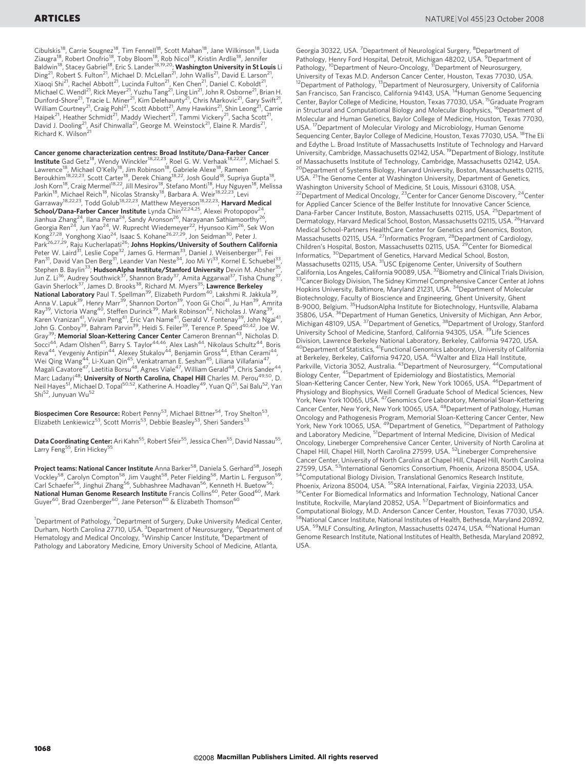Cibulskis[18], Carrie Sougnez[18], Tim Fennell[18], Scott Mahan[18], Jane Wilkinson[18], Liuda Ziaugra[18], Robert Onofrio[18], Toby Bloom[18], Rob Nicol[18], Kristin Ardlie[18], Jennifer Baldwin[18], Stacey Gabriel[18], Eric S. Lander[18,19,20]; **Washington University in St Louis** Li Ding[21], Robert S. Fulton[21], Michael D. McLellan[21], John Wallis[21], David E. Larson[21], Xiaoqi Shi[21], Rachel Abbott[21], Lucinda Fulton[21], Ken Chen[21], Daniel C. Koboldt[21], Michael C. Wendl[21], Rick Meyer[21], Yuzhu Tang[21], Ling Lin[21], John R. Osborne[21], Brian H. Dunford-Shore[21], Tracie L. Miner[21], Kim Delehaunty[21], Chris Markovic[21], Gary Swift[21], William Courtney[21], Craig Pohl[21], Scott Abbott[21], Amy Hawkins[21], Shin Leong[21], Carrie Haipek[21], Heather Schmidt[21], Maddy Wiechert[21], Tammi Vickery[21], Sacha Scott[21], David J. Dooling[21], Asif Chinwalla[21], George M. Weinstock[21], Elaine R. Mardis[21], Richard K. Wilson[21]

**Cancer genome characterization centres: Broad Institute/Dana-Farber Cancer Institute** Gad Getz[18], Wendy Winckler[18,22,23], Roel G. W. Verhaak[18,22,23], Michael S. Lawrence[18], Michael O'Kelly[18], Jim Robinson[18], Gabriele Alexe[18], Rameen Beroukhim[18,22,23], Scott Carter[18], Derek Chiang[18,22], Josh Gould[18], Supriya Gupta[18], Josh Korn[18], Craig Mermel[18,22], Jill Mesirov[18], Stefano Monti[18], Huy Nguyen[18], Melissa Parkin[18], Michael Reich[18], Nicolas Stransky[18], Barbara A. Weir[18,22,23], Levi Garraway[18,22,23], Todd Golub[18,22,23], Matthew Meyerson[18,22,23]; **Harvard Medical School/Dana-Farber Cancer Institute** Lynda Chin[22,24,25], Alexei Protopopov[24], Jianhua Zhang[24], Ilana Perna[24], Sandy Aronson[26], Narayanan Sathiamoorthy[26], Georgia Ren[24], Jun Yao[24], W. Ruprecht Wiedemeyer[22], Hyunsoo Kim[26], Sek Won Kong[27,28], Yonghong Xiao[24], Isaac S. Kohane[26,27,29], Jon Seidman[30], Peter J. Park[26,27,29], Raju Kucherlapati[26]; **Johns Hopkins/University of Southern California** Peter W. Laird[31], Leslie Cope[32], James G. Herman[33], Daniel J. Weisenberger[31], Fei Pan[31], David Van Den Berg[31], Leander Van Neste[34], Joo Mi Yi[33], Kornel E. Schuebel[33], Stephen B. Baylin[33]; **HudsonAlpha Institute/Stanford University** Devin M. Absher[35], Jun Z. Li[36], Audrey Southwick[37], Shannon Brady[37], Amita Aggarwal[37], Tisha Chung[37], Gavin Sherlock[37], James D. Brooks[38], Richard M. Myers[35]; **Lawrence Berkeley National Laboratory** Paul T. Spellman[39], Elizabeth Purdom[40], Lakshmi R. Jakkula[39], Anna V. Lapuk[39], Henry Marr[39], Shannon Dorton[39], Yoon Gi Choi[41], Ju Han[39], Amrita Ray[39], Victoria Wang[40], Steffen Durinck[39], Mark Robinson[42], Nicholas J. Wang[39], Karen Vranizan[41], Vivian Peng[41], Eric Van Name[41], Gerald V. Fontenay[39], John Ngai[41], John G. Conboy[39], Bahram Parvin[39], Heidi S. Feiler[39], Terence P. Speed[40,42], Joe W. Gray[39]; **Memorial Sloan-Kettering Cancer Center** Cameron Brennan[43], Nicholas D. Socci[44], Adam Olshen[45], Barry S. Taylor[44,46], Alex Lash[44], Nikolaus Schultz[44], Boris Reva[44], Yevgeniy Antipin[44], Alexey Stukalov[44], Benjamin Gross[44], Ethan Cerami[44], Wei Qing Wang[44], Li-Xuan Qin[45], Venkatraman E. Seshan[45], Liliana Villafania[47], Magali Cavatore[47], Laetitia Borsu[48], Agnes Viale[47], William Gerald[48], Chris Sander[44], Marc Ladanyi[48]; **University of North Carolina, Chapel Hill** Charles M. Perou[49,50], D. Neil Hayes[51], Michael D. Topal[50,52], Katherine A. Hoadley[49], Yuan Qi[51], Sai Balu[52], Yan Shi[52], Junyuan Wu[52]

**Biospecimen Core Resource:** Robert Penny[53], Michael Bittner[54], Troy Shelton[53], Elizabeth Lenkiewicz[53], Scott Morris[53], Debbie Beasley[53], Sheri Sanders[53]

**Data Coordinating Center:** Ari Kahn[55], Robert Sfeir[55], Jessica Chen[55], David Nassau[55], Larry Feng[55], Erin Hickey[55]

**Project teams: National Cancer Institute** Anna Barker[58], Daniela S. Gerhard[58], Joseph Vockley[58], Carolyn Compton[58], Jim Vaught[58], Peter Fielding[58], Martin L. Ferguson[59], Carl Schaefer[56], Jinghui Zhang[56], Subhashree Madhavan[56], Kenneth H. Buetow[56]; **National Human Genome Research Institute** Francis Collins[60], Peter Good[60], Mark Guyer[60], Brad Ozenberger[60], Jane Peterson[60] & Elizabeth Thomson[60]

[1]Department of Pathology, [2]Department of Surgery, Duke University Medical Center, Durham, North Carolina 27710, USA. [3]Department of Neurosurgery, [4]Department of Hematology and Medical Oncology, [5]Winship Cancer Institute, [6]Department of Pathology and Laboratory Medicine, Emory University School of Medicine, Atlanta, Georgia 30322, USA. [7]Department of Neurological Surgery, [8]Department of Pathology, Henry Ford Hospital, Detroit, Michigan 48202, USA. [9]Department of Pathology, [10]Department of Neuro-Oncology, [11]Department of Neurosurgery, University of Texas M.D. Anderson Cancer Center, Houston, Texas 77030, USA. [12]Department of Pathology, [13]Department of Neurosurgery, University of California San Francisco, San Francisco, California 94143, USA. [14]Human Genome Sequencing Center, Baylor College of Medicine, Houston, Texas 77030, USA. [15]Graduate Program in Structural and Computational Biology and Molecular Biophysics, [16]Department of Molecular and Human Genetics, Baylor College of Medicine, Houston, Texas 77030, USA. [17]Department of Molecular Virology and Microbiology, Human Genome Sequencing Center, Baylor College of Medicine, Houston, Texas 77030, USA. [18]The Eli and Edythe L. Broad Institute of Massachusetts Institute of Technology and Harvard University, Cambridge, Massachusetts 02142, USA. [19]Department of Biology, Institute of Massachusetts Institute of Technology, Cambridge, Massachusetts 02142, USA. [20]Department of Systems Biology, Harvard University, Boston, Massachusetts 02115, USA. [21]The Genome Center at Washington University, Department of Genetics, Washington University School of Medicine, St Louis, Missouri 63108, USA. [22]Department of Medical Oncology, [23]Center for Cancer Genome Discovery, [24]Center for Applied Cancer Science of the Belfer Institute for Innovative Cancer Science, Dana-Farber Cancer Institute, Boston, Massachusetts 02115, USA. [25]Department of Dermatology, Harvard Medical School, Boston, Massachusetts 02115, USA. [26]Harvard Medical School-Partners HealthCare Center for Genetics and Genomics, Boston, Massachusetts 02115, USA. [27]Informatics Program, [28]Department of Cardiology, Children's Hospital, Boston, Massachusetts 02115, USA. [29]Center for Biomedical Informatics, [30]Department of Genetics, Harvard Medical School, Boston, Massachusetts 02115, USA. [31]USC Epigenome Center, University of Southern California, Los Angeles, California 90089, USA. [32]Biometry and Clinical Trials Division, [33]Cancer Biology Division, The Sidney Kimmel Comprehensive Cancer Center at Johns Hopkins University, Baltimore, Maryland 21231, USA. [34]Department of Molecular Biotechnology, Faculty of Bioscience and Engineering, Ghent University, Ghent B-9000, Belgium. [35]HudsonAlpha Institute for Biotechnology, Huntsville, Alabama 35806, USA. [36]Department of Human Genetics, University of Michigan, Ann Arbor, Michigan 48109, USA. [37]Department of Genetics, [38]Department of Urology, Stanford University School of Medicine, Stanford, California 94305, USA. [39]Life Sciences Division, Lawrence Berkeley National Laboratory, Berkeley, California 94720, USA. [40]Department of Statistics, [41]Functional Genomics Laboratory, University of California at Berkeley, Berkeley, California 94720, USA. [42]Walter and Eliza Hall Institute, Parkville, Victoria 3052, Australia. [43]Department of Neurosurgery, [44]Computational Biology Center, [45]Department of Epidemiology and Biostatistics, Memorial Sloan-Kettering Cancer Center, New York, New York 10065, USA. [46]Department of Physiology and Biophysics, Weill Cornell Graduate School of Medical Sciences, New York, New York 10065, USA. [47]Genomics Core Laboratory, Memorial Sloan-Kettering Cancer Center, New York, New York 10065, USA. [48]Department of Pathology, Human Oncology and Pathogenesis Program, Memorial Sloan-Kettering Cancer Center, New York, New York 10065, USA. [49]Department of Genetics, [50]Department of Pathology and Laboratory Medicine, [51]Department of Internal Medicine, Division of Medical Oncology, Lineberger Comprehensive Cancer Center, University of North Carolina at Chapel Hill, Chapel Hill, North Carolina 27599, USA. [52]Lineberger Comprehensive Cancer Center, University of North Carolina at Chapel Hill, Chapel Hill, North Carolina 27599, USA. [53]International Genomics Consortium, Phoenix, Arizona 85004, USA. [54]Computational Biology Division, Translational Genomics Research Institute, Phoenix, Arizona 85004, USA. [55]SRA International, Fairfax, Virginia 22033, USA. [56]Center For Biomedical Informatics and Information Technology, National Cancer Institute, Rockville, Maryland 20852, USA. [57]Department of Bioinformatics and Computational Biology, M.D. Anderson Cancer Center, Houston, Texas 77030, USA. [58]National Cancer Institute, National Institutes of Health, Bethesda, Maryland 20892, USA. [59]MLF Consulting, Arlington, Massachusetts 02474, USA. [60]National Human Genome Research Institute, National Institutes of Health, Bethesda, Maryland 20892, USA.